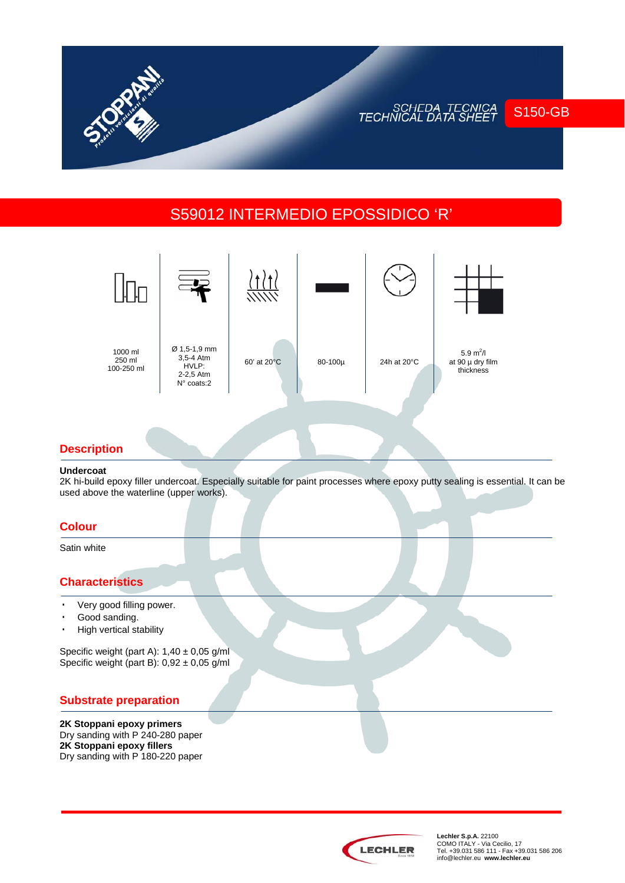SCHEDA TECNICA
TECHNICAL DATA SHEET

S150-GB

# S59012 INTERMEDIO EPOSSIDICO 'R'

| | | | | | |
|---|---|---|---|---|---|
| 1000 ml<br>250 ml<br>100-250 ml | Ø 1,5-1,9 mm<br>3,5-4 Atm<br>HVLP:<br>2-2,5 Atm<br>N° coats:2 | 60' at 20°C | 80-100µ | 24h at 20°C | 5.9 $m^2$/l<br>at 90 µ dry film thickness |

## Description

**Undercoat**
2K hi-build epoxy filler undercoat. Especially suitable for paint processes where epoxy putty sealing is essential. It can be used above the waterline (upper works).

## Colour

Satin white

## Characteristics

- Very good filling power.
- Good sanding.
- High vertical stability

Specific weight (part A): 1,40 ± 0,05 g/ml
Specific weight (part B): 0,92 ± 0,05 g/ml

## Substrate preparation

**2K Stoppani epoxy primers**
Dry sanding with P 240-280 paper
**2K Stoppani epoxy fillers**
Dry sanding with P 180-220 paper

**Lechler S.p.A.** 22100
COMO ITALY - Via Cecilio, 17
Tel. +39.031 586 111 - Fax +39.031 586 206
info@lechler.eu **www.lechler.eu**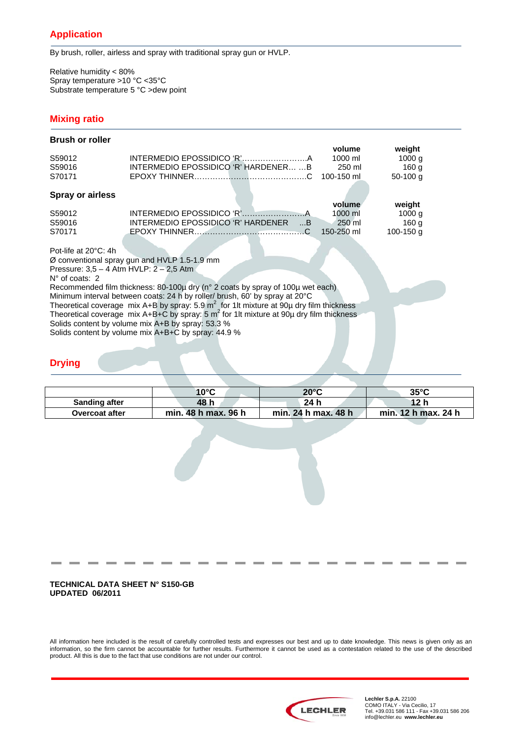## Application

By brush, roller, airless and spray with traditional spray gun or HVLP.

Relative humidity < 80%
Spray temperature >10 °C <35°C
Substrate temperature 5 °C >dew point

## Mixing ratio

### Brush or roller

| | | volume | weight |
|---|---|---|---|
| S59012 | INTERMEDIO EPOSSIDICO 'R'……………………A | 1000 ml | 1000 g |
| S59016 | INTERMEDIO EPOSSIDICO 'R' HARDENER… …B | 250 ml | 160 g |
| S70171 | EPOXY THINNER……………………………………C | 100-150 ml | 50-100 g |

### Spray or airless

| | | volume | weight |
|---|---|---|---|
| S59012 | INTERMEDIO EPOSSIDICO 'R'……………………A | 1000 ml | 1000 g |
| S59016 | INTERMEDIO EPOSSIDICO 'R' HARDENER ...B | 250 ml | 160 g |
| S70171 | EPOXY THINNER……………………………………C | 150-250 ml | 100-150 g |

Pot-life at 20°C: 4h
Ø conventional spray gun and HVLP 1.5-1.9 mm
Pressure: 3,5 – 4 Atm HVLP: 2 – 2,5 Atm
N° of coats: 2
Recommended film thickness: 80-100µ dry (n° 2 coats by spray of 100µ wet each)
Minimum interval between coats: 24 h by roller/ brush, 60' by spray at 20°C
Theoretical coverage mix A+B by spray: 5.9 $m^2$ for 1lt mixture at 90µ dry film thickness
Theoretical coverage mix A+B+C by spray: 5 $m^2$ for 1lt mixture at 90µ dry film thickness
Solids content by volume mix A+B by spray: 53.3 %
Solids content by volume mix A+B+C by spray: 44.9 %

## Drying

| | 10°C | 20°C | 35°C |
|---|---|---|---|
| **Sanding after** | **48 h** | **24 h** | **12 h** |
| **Overcoat after** | **min. 48 h max. 96 h** | **min. 24 h max. 48 h** | **min. 12 h max. 24 h** |

**TECHNICAL DATA SHEET N° S150-GB**
**UPDATED 06/2011**

All information here included is the result of carefully controlled tests and expresses our best and up to date knowledge. This news is given only as an information, so the firm cannot be accountable for further results. Furthermore it cannot be used as a contestation related to the use of the described product. All this is due to the fact that use conditions are not under our control.

**Lechler S.p.A.** 22100
COMO ITALY - Via Cecilio, 17
Tel. +39.031 586 111 - Fax +39.031 586 206
info@lechler.eu **www.lechler.eu**